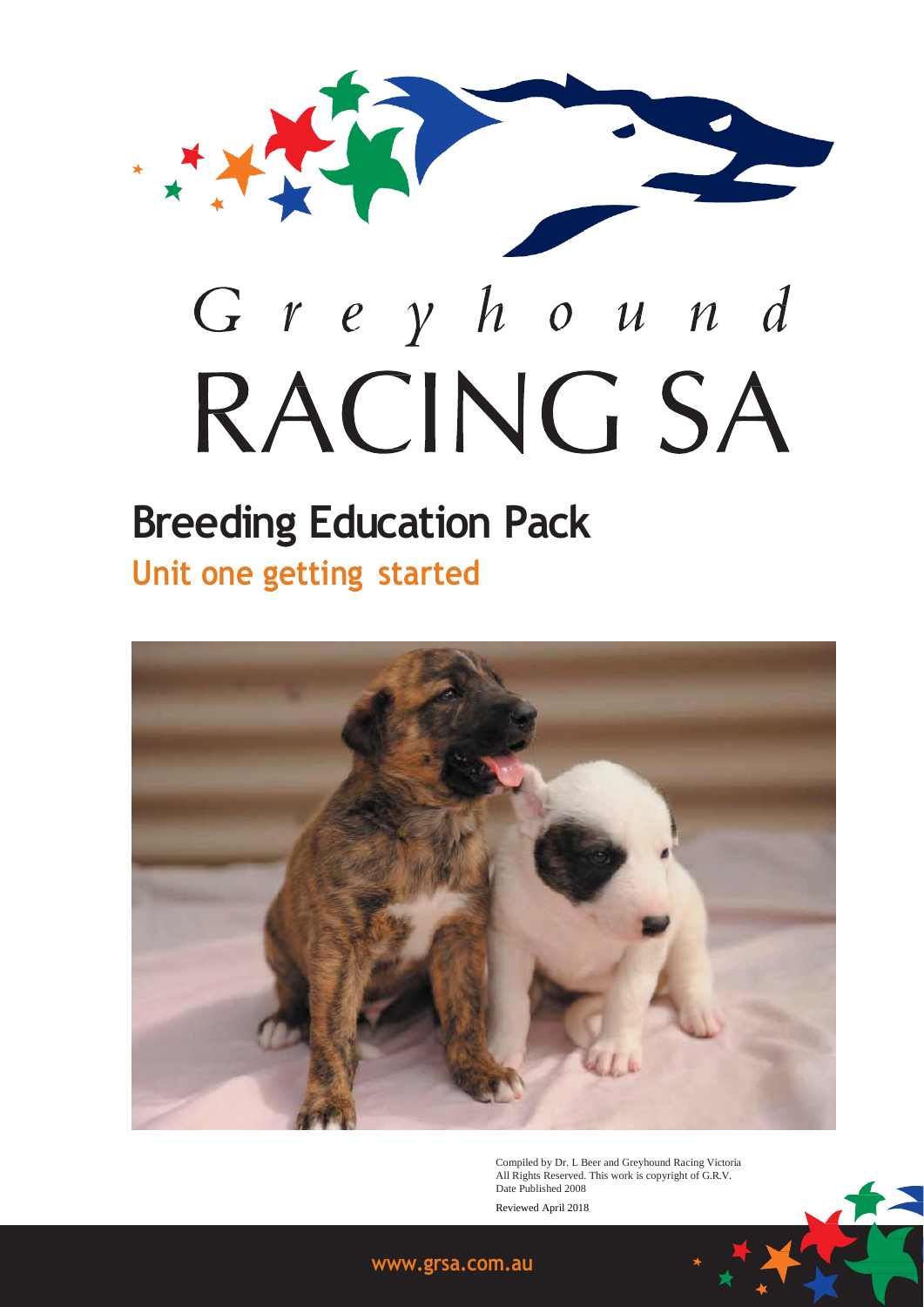Greyhound

RACING SA

# Breeding Education Pack

## Unit one getting started

Compiled by Dr. L Beer and Greyhound Racing Victoria
All Rights Reserved. This work is copyright of G.R.V.
Date Published 2008

Reviewed April 2018

www.grsa.com.au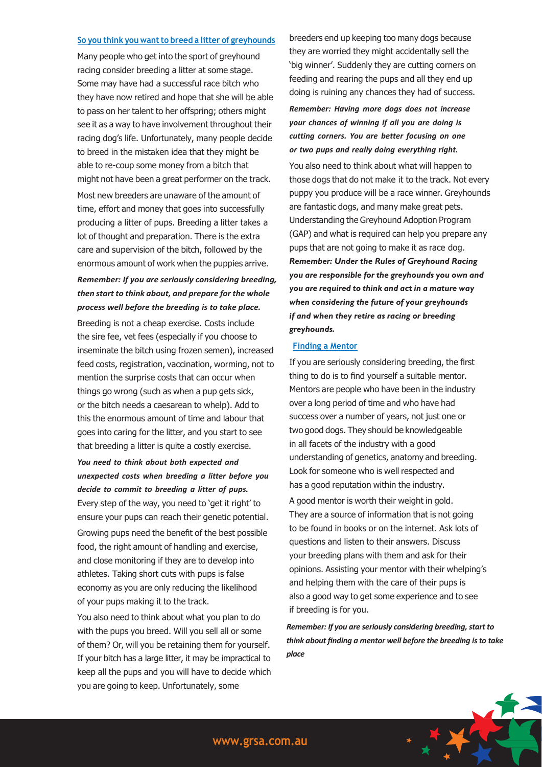## So you think you want to breed a litter of greyhounds

Many people who get into the sport of greyhound racing consider breeding a litter at some stage. Some may have had a successful race bitch who they have now retired and hope that she will be able to pass on her talent to her offspring; others might see it as a way to have involvement throughout their racing dog's life. Unfortunately, many people decide to breed in the mistaken idea that they might be able to re-coup some money from a bitch that might not have been a great performer on the track.

Most new breeders are unaware of the amount of time, effort and money that goes into successfully producing a litter of pups. Breeding a litter takes a lot of thought and preparation. There is the extra care and supervision of the bitch, followed by the enormous amount of work when the puppies arrive.

***Remember: If you are seriously considering breeding, then start to think about, and prepare for the whole process well before the breeding is to take place.***

Breeding is not a cheap exercise. Costs include the sire fee, vet fees (especially if you choose to inseminate the bitch using frozen semen), increased feed costs, registration, vaccination, worming, not to mention the surprise costs that can occur when things go wrong (such as when a pup gets sick, or the bitch needs a caesarean to whelp). Add to this the enormous amount of time and labour that goes into caring for the litter, and you start to see that breeding a litter is quite a costly exercise.

***You need to think about both expected and unexpected costs when breeding a litter before you decide to commit to breeding a litter of pups.***

Every step of the way, you need to 'get it right' to ensure your pups can reach their genetic potential.

Growing pups need the benefit of the best possible food, the right amount of handling and exercise, and close monitoring if they are to develop into athletes. Taking short cuts with pups is false economy as you are only reducing the likelihood of your pups making it to the track.

You also need to think about what you plan to do with the pups you breed. Will you sell all or some of them? Or, will you be retaining them for yourself. If your bitch has a large litter, it may be impractical to keep all the pups and you will have to decide which you are going to keep. Unfortunately, some breeders end up keeping too many dogs because they are worried they might accidentally sell the 'big winner'. Suddenly they are cutting corners on feeding and rearing the pups and all they end up doing is ruining any chances they had of success.

***Remember: Having more dogs does not increase your chances of winning if all you are doing is cutting corners. You are better focusing on one or two pups and really doing everything right.***

You also need to think about what will happen to those dogs that do not make it to the track. Not every puppy you produce will be a race winner. Greyhounds are fantastic dogs, and many make great pets. Understanding the Greyhound Adoption Program (GAP) and what is required can help you prepare any pups that are not going to make it as race dog.

***Remember: Under the Rules of Greyhound Racing you are responsible for the greyhounds you own and you are required to think and act in a mature way when considering the future of your greyhounds if and when they retire as racing or breeding greyhounds.***

## Finding a Mentor

If you are seriously considering breeding, the first thing to do is to find yourself a suitable mentor. Mentors are people who have been in the industry over a long period of time and who have had success over a number of years, not just one or two good dogs. They should be knowledgeable in all facets of the industry with a good understanding of genetics, anatomy and breeding. Look for someone who is well respected and has a good reputation within the industry.

A good mentor is worth their weight in gold. They are a source of information that is not going to be found in books or on the internet. Ask lots of questions and listen to their answers. Discuss your breeding plans with them and ask for their opinions. Assisting your mentor with their whelping's and helping them with the care of their pups is also a good way to get some experience and to see if breeding is for you.

***Remember: If you are seriously considering breeding, start to think about finding a mentor well before the breeding is to take place***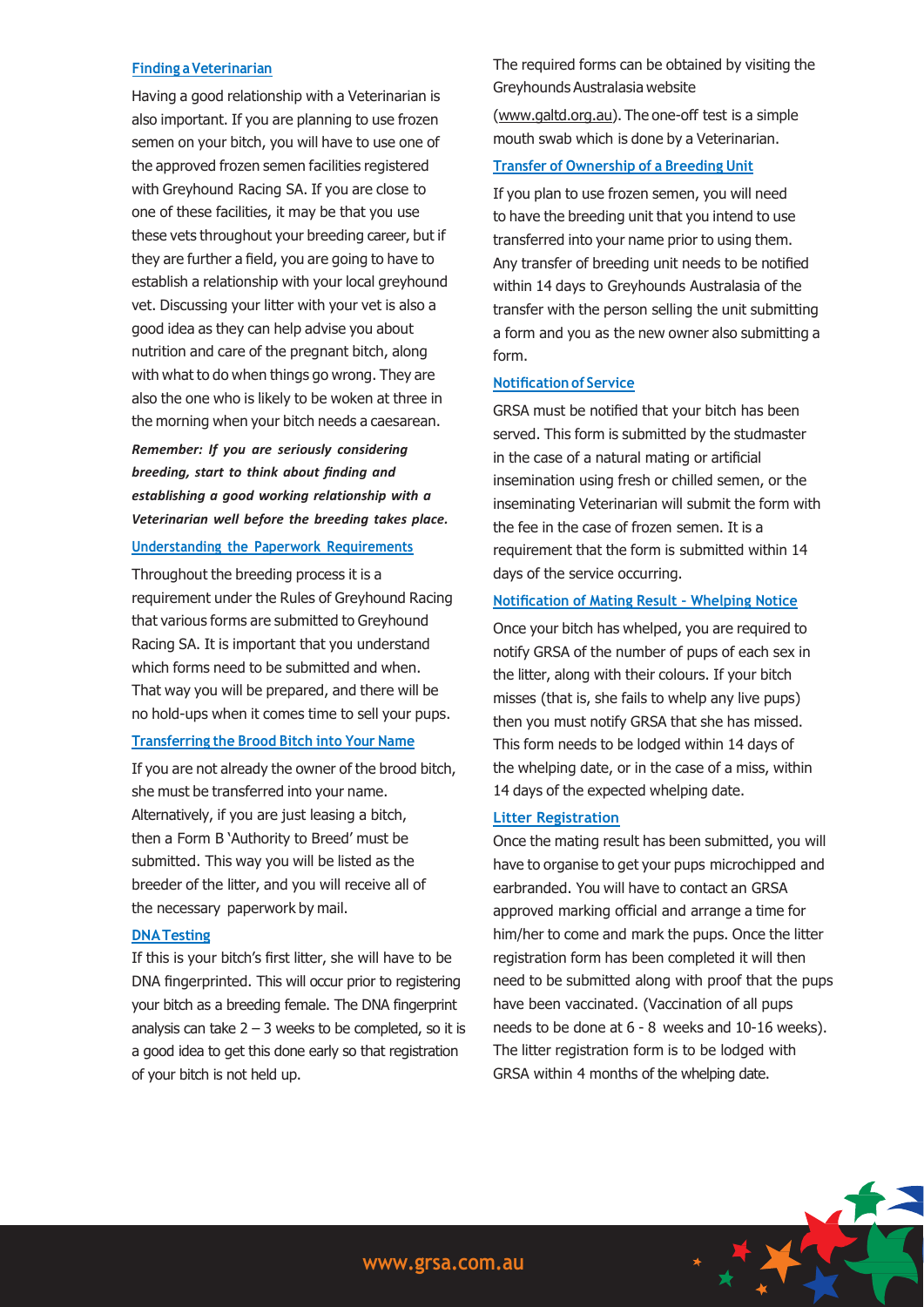### Finding a Veterinarian

Having a good relationship with a Veterinarian is also important. If you are planning to use frozen semen on your bitch, you will have to use one of the approved frozen semen facilities registered with Greyhound Racing SA. If you are close to one of these facilities, it may be that you use these vets throughout your breeding career, but if they are further a field, you are going to have to establish a relationship with your local greyhound vet. Discussing your litter with your vet is also a good idea as they can help advise you about nutrition and care of the pregnant bitch, along with what to do when things go wrong. They are also the one who is likely to be woken at three in the morning when your bitch needs a caesarean.

***Remember: If you are seriously considering breeding, start to think about finding and establishing a good working relationship with a Veterinarian well before the breeding takes place.***

### Understanding the Paperwork Requirements

Throughout the breeding process it is a requirement under the Rules of Greyhound Racing that various forms are submitted to Greyhound Racing SA. It is important that you understand which forms need to be submitted and when. That way you will be prepared, and there will be no hold-ups when it comes time to sell your pups.

### Transferring the Brood Bitch into Your Name

If you are not already the owner of the brood bitch, she must be transferred into your name. Alternatively, if you are just leasing a bitch, then a Form B 'Authority to Breed' must be submitted. This way you will be listed as the breeder of the litter, and you will receive all of the necessary paperwork by mail.

### DNA Testing

If this is your bitch's first litter, she will have to be DNA fingerprinted. This will occur prior to registering your bitch as a breeding female. The DNA fingerprint analysis can take 2 – 3 weeks to be completed, so it is a good idea to get this done early so that registration of your bitch is not held up.

The required forms can be obtained by visiting the Greyhounds Australasia website (www.galtd.org.au). The one-off test is a simple mouth swab which is done by a Veterinarian.

### Transfer of Ownership of a Breeding Unit

If you plan to use frozen semen, you will need to have the breeding unit that you intend to use transferred into your name prior to using them. Any transfer of breeding unit needs to be notified within 14 days to Greyhounds Australasia of the transfer with the person selling the unit submitting a form and you as the new owner also submitting a form.

### Notification of Service

GRSA must be notified that your bitch has been served. This form is submitted by the studmaster in the case of a natural mating or artificial insemination using fresh or chilled semen, or the inseminating Veterinarian will submit the form with the fee in the case of frozen semen. It is a requirement that the form is submitted within 14 days of the service occurring.

### Notification of Mating Result - Whelping Notice

Once your bitch has whelped, you are required to notify GRSA of the number of pups of each sex in the litter, along with their colours. If your bitch misses (that is, she fails to whelp any live pups) then you must notify GRSA that she has missed. This form needs to be lodged within 14 days of the whelping date, or in the case of a miss, within 14 days of the expected whelping date.

### Litter Registration

Once the mating result has been submitted, you will have to organise to get your pups microchipped and earbranded. You will have to contact an GRSA approved marking official and arrange a time for him/her to come and mark the pups. Once the litter registration form has been completed it will then need to be submitted along with proof that the pups have been vaccinated. (Vaccination of all pups needs to be done at 6 - 8 weeks and 10-16 weeks). The litter registration form is to be lodged with GRSA within 4 months of the whelping date.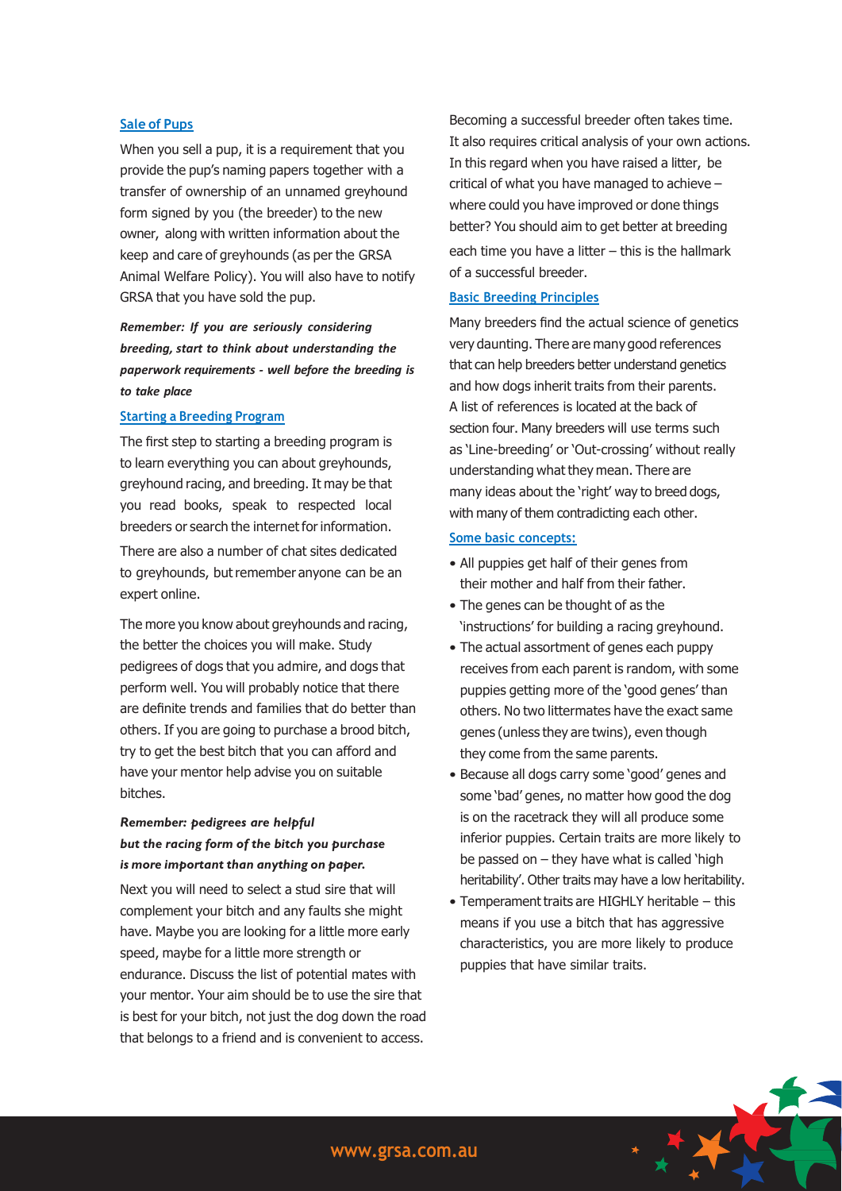### Sale of Pups

When you sell a pup, it is a requirement that you provide the pup's naming papers together with a transfer of ownership of an unnamed greyhound form signed by you (the breeder) to the new owner, along with written information about the keep and care of greyhounds (as per the GRSA Animal Welfare Policy). You will also have to notify GRSA that you have sold the pup.

***Remember: If you are seriously considering breeding, start to think about understanding the paperwork requirements - well before the breeding is to take place***

### Starting a Breeding Program

The first step to starting a breeding program is to learn everything you can about greyhounds, greyhound racing, and breeding. It may be that you read books, speak to respected local breeders or search the internet for information. There are also a number of chat sites dedicated to greyhounds, but remember anyone can be an expert online.

The more you know about greyhounds and racing, the better the choices you will make. Study pedigrees of dogs that you admire, and dogs that perform well. You will probably notice that there are definite trends and families that do better than others. If you are going to purchase a brood bitch, try to get the best bitch that you can afford and have your mentor help advise you on suitable bitches.

***Remember: pedigrees are helpful but the racing form of the bitch you purchase is more important than anything on paper.***

Next you will need to select a stud sire that will complement your bitch and any faults she might have. Maybe you are looking for a little more early speed, maybe for a little more strength or endurance. Discuss the list of potential mates with your mentor. Your aim should be to use the sire that is best for your bitch, not just the dog down the road that belongs to a friend and is convenient to access.

Becoming a successful breeder often takes time. It also requires critical analysis of your own actions. In this regard when you have raised a litter, be critical of what you have managed to achieve – where could you have improved or done things better? You should aim to get better at breeding each time you have a litter – this is the hallmark of a successful breeder.

### Basic Breeding Principles

Many breeders find the actual science of genetics very daunting. There are many good references that can help breeders better understand genetics and how dogs inherit traits from their parents. A list of references is located at the back of section four. Many breeders will use terms such as 'Line-breeding' or 'Out-crossing' without really understanding what they mean. There are many ideas about the 'right' way to breed dogs, with many of them contradicting each other.

### Some basic concepts:

- All puppies get half of their genes from their mother and half from their father.
- The genes can be thought of as the 'instructions' for building a racing greyhound.
- The actual assortment of genes each puppy receives from each parent is random, with some puppies getting more of the 'good genes' than others. No two littermates have the exact same genes (unless they are twins), even though they come from the same parents.
- Because all dogs carry some 'good' genes and some 'bad' genes, no matter how good the dog is on the racetrack they will all produce some inferior puppies. Certain traits are more likely to be passed on – they have what is called 'high heritability'. Other traits may have a low heritability.
- Temperament traits are HIGHLY heritable – this means if you use a bitch that has aggressive characteristics, you are more likely to produce puppies that have similar traits.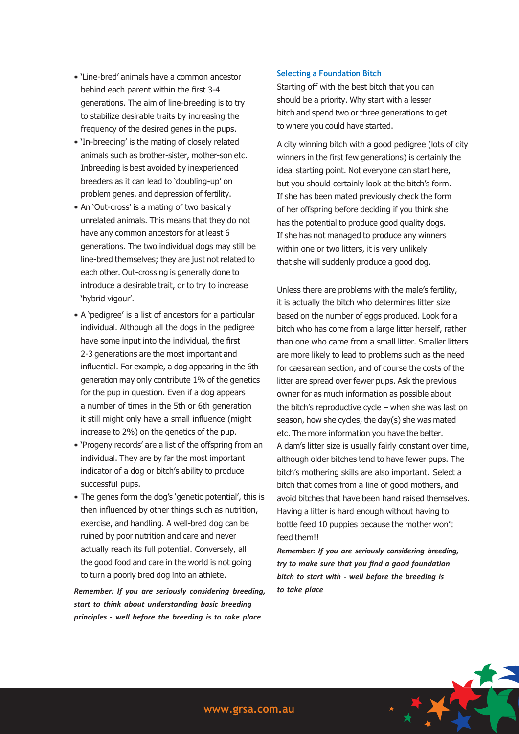- 'Line-bred' animals have a common ancestor behind each parent within the first 3-4 generations. The aim of line-breeding is to try to stabilize desirable traits by increasing the frequency of the desired genes in the pups.
- 'In-breeding' is the mating of closely related animals such as brother-sister, mother-son etc. Inbreeding is best avoided by inexperienced breeders as it can lead to 'doubling-up' on problem genes, and depression of fertility.
- An 'Out-cross' is a mating of two basically unrelated animals. This means that they do not have any common ancestors for at least 6 generations. The two individual dogs may still be line-bred themselves; they are just not related to each other. Out-crossing is generally done to introduce a desirable trait, or to try to increase 'hybrid vigour'.
- A 'pedigree' is a list of ancestors for a particular individual. Although all the dogs in the pedigree have some input into the individual, the first 2-3 generations are the most important and influential. For example, a dog appearing in the 6th generation may only contribute 1% of the genetics for the pup in question. Even if a dog appears a number of times in the 5th or 6th generation it still might only have a small influence (might increase to 2%) on the genetics of the pup.
- 'Progeny records' are a list of the offspring from an individual. They are by far the most important indicator of a dog or bitch's ability to produce successful pups.
- The genes form the dog's 'genetic potential', this is then influenced by other things such as nutrition, exercise, and handling. A well-bred dog can be ruined by poor nutrition and care and never actually reach its full potential. Conversely, all the good food and care in the world is not going to turn a poorly bred dog into an athlete.

***Remember: If you are seriously considering breeding, start to think about understanding basic breeding principles - well before the breeding is to take place***

## Selecting a Foundation Bitch

Starting off with the best bitch that you can should be a priority. Why start with a lesser bitch and spend two or three generations to get to where you could have started.

A city winning bitch with a good pedigree (lots of city winners in the first few generations) is certainly the ideal starting point. Not everyone can start here, but you should certainly look at the bitch's form. If she has been mated previously check the form of her offspring before deciding if you think she has the potential to produce good quality dogs. If she has not managed to produce any winners within one or two litters, it is very unlikely that she will suddenly produce a good dog.

Unless there are problems with the male's fertility, it is actually the bitch who determines litter size based on the number of eggs produced. Look for a bitch who has come from a large litter herself, rather than one who came from a small litter. Smaller litters are more likely to lead to problems such as the need for caesarean section, and of course the costs of the litter are spread over fewer pups. Ask the previous owner for as much information as possible about the bitch's reproductive cycle – when she was last on season, how she cycles, the day(s) she was mated etc. The more information you have the better. A dam's litter size is usually fairly constant over time, although older bitches tend to have fewer pups. The bitch's mothering skills are also important. Select a bitch that comes from a line of good mothers, and avoid bitches that have been hand raised themselves. Having a litter is hard enough without having to bottle feed 10 puppies because the mother won't feed them!!

***Remember: If you are seriously considering breeding, try to make sure that you find a good foundation bitch to start with - well before the breeding is to take place***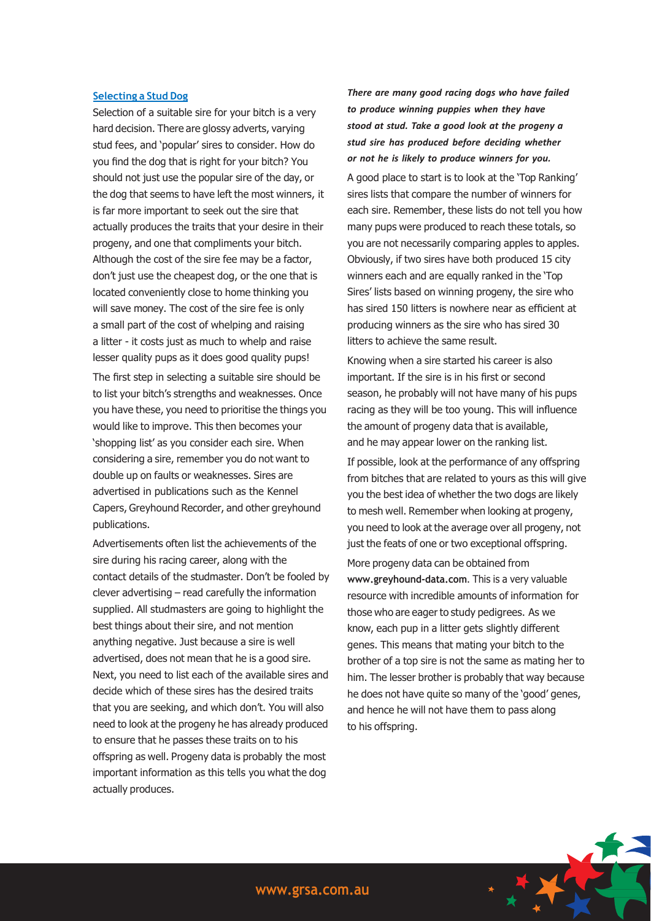## Selecting a Stud Dog

Selection of a suitable sire for your bitch is a very hard decision. There are glossy adverts, varying stud fees, and 'popular' sires to consider. How do you find the dog that is right for your bitch? You should not just use the popular sire of the day, or the dog that seems to have left the most winners, it is far more important to seek out the sire that actually produces the traits that your desire in their progeny, and one that compliments your bitch. Although the cost of the sire fee may be a factor, don't just use the cheapest dog, or the one that is located conveniently close to home thinking you will save money. The cost of the sire fee is only a small part of the cost of whelping and raising a litter - it costs just as much to whelp and raise lesser quality pups as it does good quality pups!

The first step in selecting a suitable sire should be to list your bitch's strengths and weaknesses. Once you have these, you need to prioritise the things you would like to improve. This then becomes your 'shopping list' as you consider each sire. When considering a sire, remember you do not want to double up on faults or weaknesses. Sires are advertised in publications such as the Kennel Capers, Greyhound Recorder, and other greyhound publications.

Advertisements often list the achievements of the sire during his racing career, along with the contact details of the studmaster. Don't be fooled by clever advertising – read carefully the information supplied. All studmasters are going to highlight the best things about their sire, and not mention anything negative. Just because a sire is well advertised, does not mean that he is a good sire. Next, you need to list each of the available sires and decide which of these sires has the desired traits that you are seeking, and which don't. You will also need to look at the progeny he has already produced to ensure that he passes these traits on to his offspring as well. Progeny data is probably the most important information as this tells you what the dog actually produces.

***There are many good racing dogs who have failed to produce winning puppies when they have stood at stud. Take a good look at the progeny a stud sire has produced before deciding whether or not he is likely to produce winners for you.***

A good place to start is to look at the 'Top Ranking' sires lists that compare the number of winners for each sire. Remember, these lists do not tell you how many pups were produced to reach these totals, so you are not necessarily comparing apples to apples. Obviously, if two sires have both produced 15 city winners each and are equally ranked in the 'Top Sires' lists based on winning progeny, the sire who has sired 150 litters is nowhere near as efficient at producing winners as the sire who has sired 30 litters to achieve the same result.

Knowing when a sire started his career is also important. If the sire is in his first or second season, he probably will not have many of his pups racing as they will be too young. This will influence the amount of progeny data that is available, and he may appear lower on the ranking list.

If possible, look at the performance of any offspring from bitches that are related to yours as this will give you the best idea of whether the two dogs are likely to mesh well. Remember when looking at progeny, you need to look at the average over all progeny, not just the feats of one or two exceptional offspring.

More progeny data can be obtained from **www.greyhound-data.com**. This is a very valuable resource with incredible amounts of information for those who are eager to study pedigrees. As we know, each pup in a litter gets slightly different genes. This means that mating your bitch to the brother of a top sire is not the same as mating her to him. The lesser brother is probably that way because he does not have quite so many of the 'good' genes, and hence he will not have them to pass along to his offspring.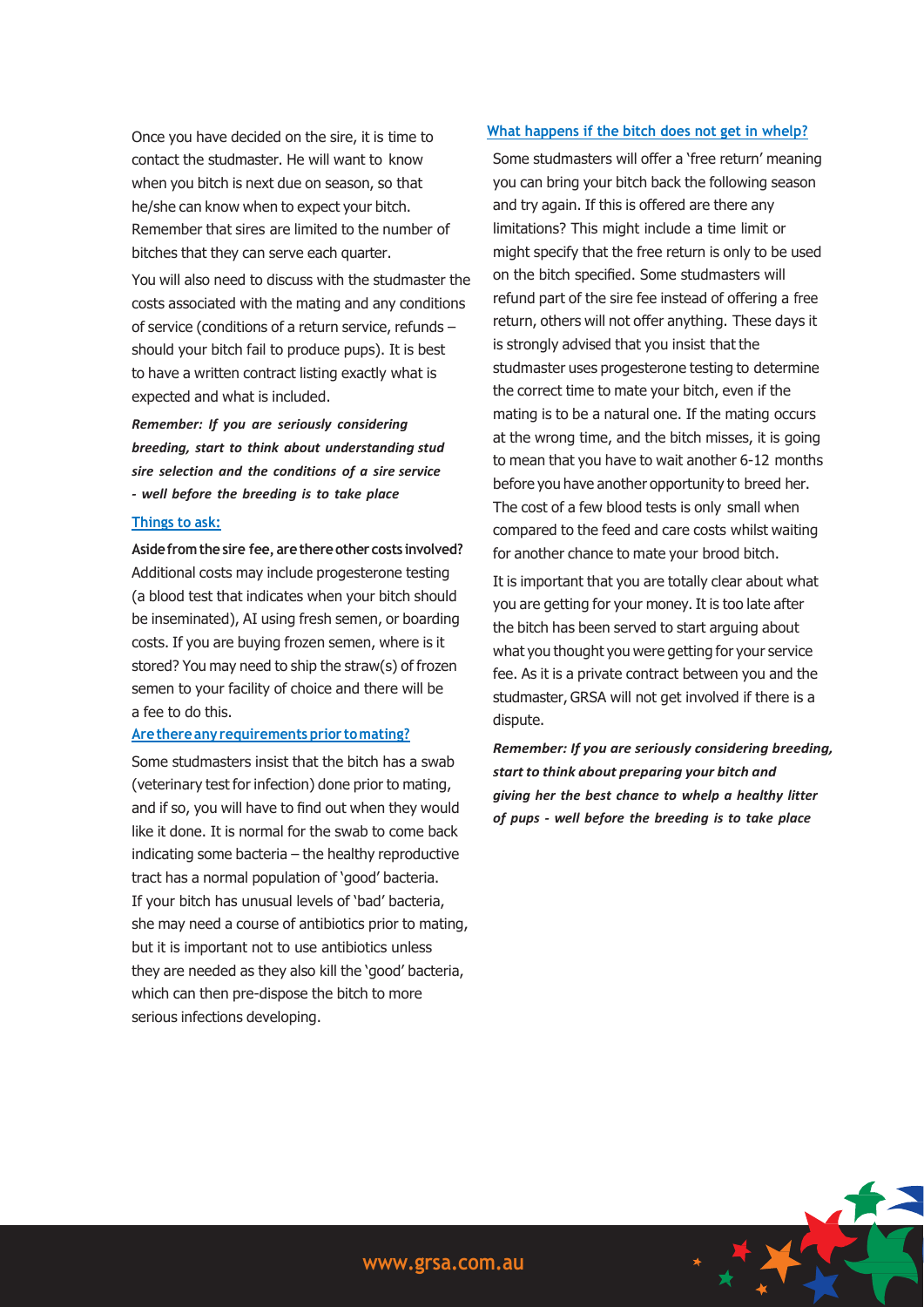Once you have decided on the sire, it is time to contact the studmaster. He will want to know when you bitch is next due on season, so that he/she can know when to expect your bitch. Remember that sires are limited to the number of bitches that they can serve each quarter.

You will also need to discuss with the studmaster the costs associated with the mating and any conditions of service (conditions of a return service, refunds – should your bitch fail to produce pups). It is best to have a written contract listing exactly what is expected and what is included.

***Remember: If you are seriously considering breeding, start to think about understanding stud sire selection and the conditions of a sire service - well before the breeding is to take place***

### Things to ask:

**Aside from the sire fee, are there other costs involved?** Additional costs may include progesterone testing (a blood test that indicates when your bitch should be inseminated), AI using fresh semen, or boarding costs. If you are buying frozen semen, where is it stored? You may need to ship the straw(s) of frozen semen to your facility of choice and there will be a fee to do this.

### Are there any requirements prior to mating?

Some studmasters insist that the bitch has a swab (veterinary test for infection) done prior to mating, and if so, you will have to find out when they would like it done. It is normal for the swab to come back indicating some bacteria – the healthy reproductive tract has a normal population of 'good' bacteria. If your bitch has unusual levels of 'bad' bacteria, she may need a course of antibiotics prior to mating, but it is important not to use antibiotics unless they are needed as they also kill the 'good' bacteria, which can then pre-dispose the bitch to more serious infections developing.

### What happens if the bitch does not get in whelp?

Some studmasters will offer a 'free return' meaning you can bring your bitch back the following season and try again. If this is offered are there any limitations? This might include a time limit or might specify that the free return is only to be used on the bitch specified. Some studmasters will refund part of the sire fee instead of offering a free return, others will not offer anything. These days it is strongly advised that you insist that the studmaster uses progesterone testing to determine the correct time to mate your bitch, even if the mating is to be a natural one. If the mating occurs at the wrong time, and the bitch misses, it is going to mean that you have to wait another 6-12 months before you have another opportunity to breed her. The cost of a few blood tests is only small when compared to the feed and care costs whilst waiting for another chance to mate your brood bitch.

It is important that you are totally clear about what you are getting for your money. It is too late after the bitch has been served to start arguing about what you thought you were getting for your service fee. As it is a private contract between you and the studmaster, GRSA will not get involved if there is a dispute.

***Remember: If you are seriously considering breeding, start to think about preparing your bitch and giving her the best chance to whelp a healthy litter of pups - well before the breeding is to take place***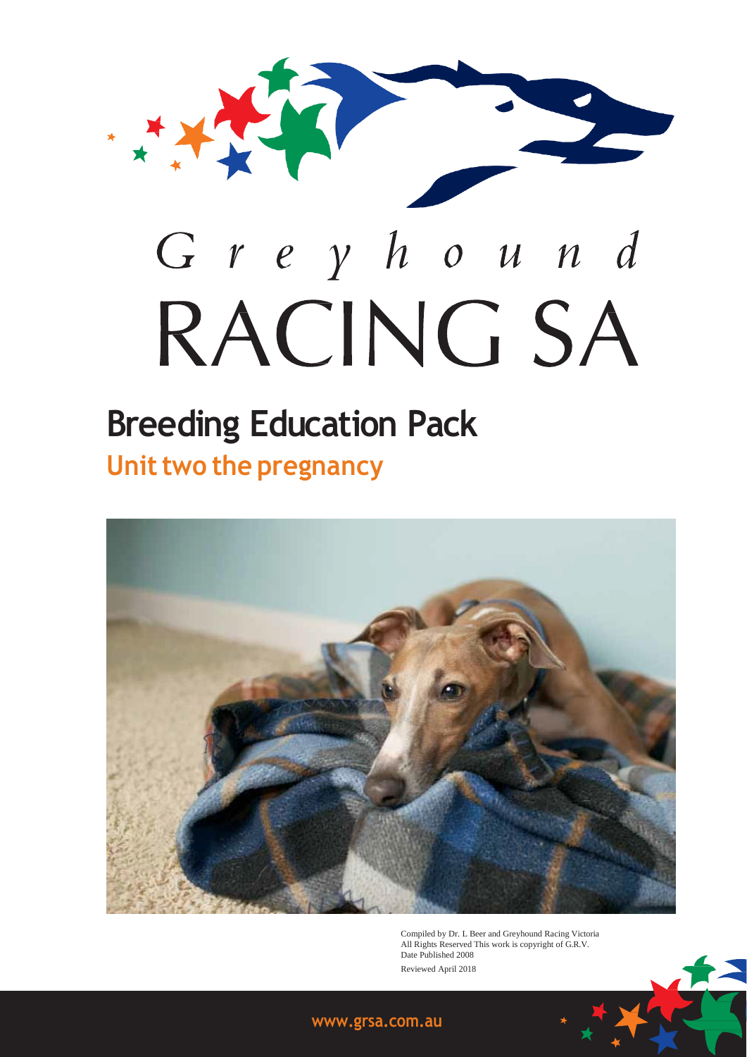# Greyhound RACING SA

# Breeding Education Pack

## Unit two the pregnancy

Compiled by Dr. L Beer and Greyhound Racing Victoria
All Rights Reserved This work is copyright of G.R.V.
Date Published 2008
Reviewed April 2018

www.grsa.com.au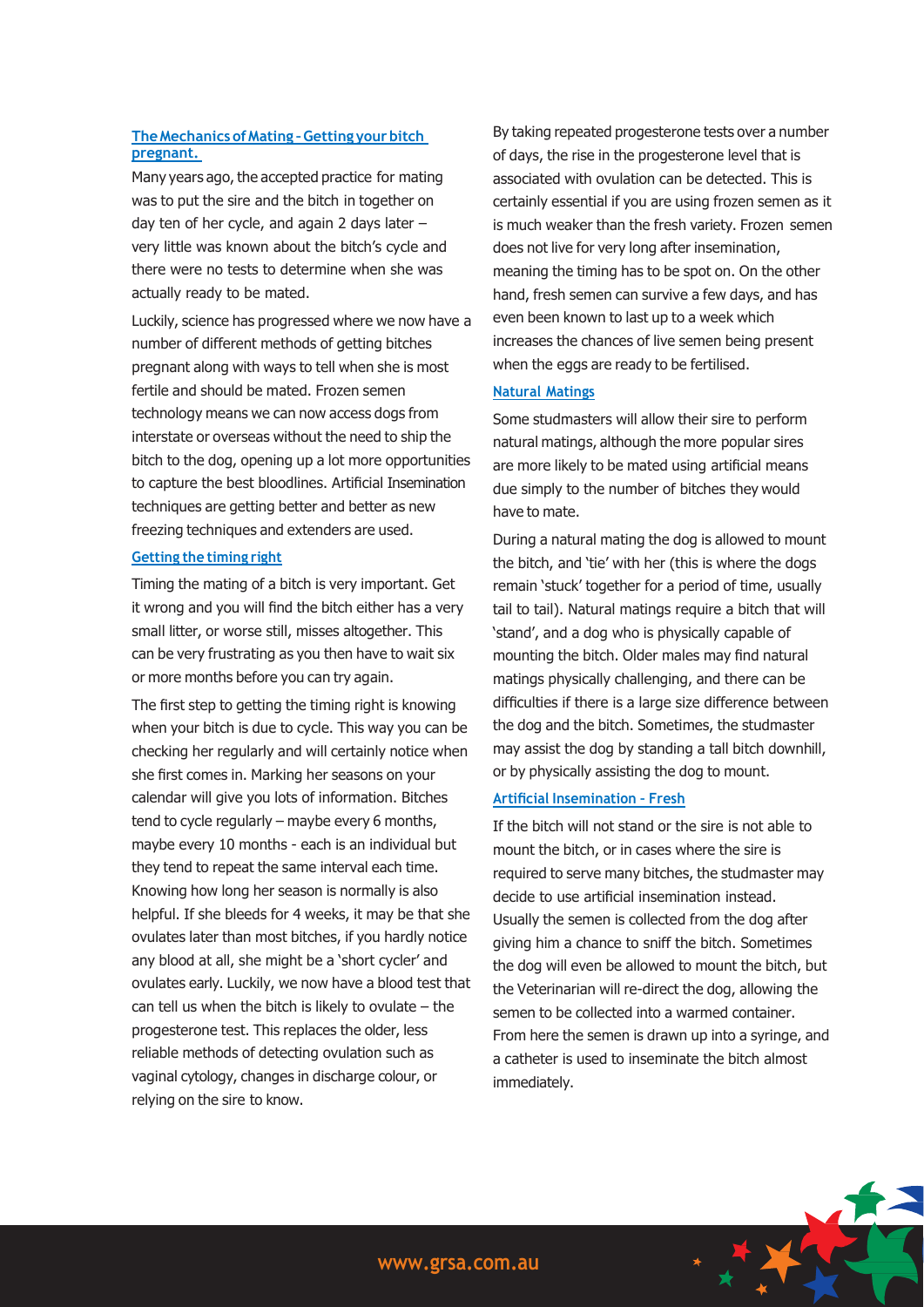## The Mechanics of Mating - Getting your bitch pregnant.

Many years ago, the accepted practice for mating was to put the sire and the bitch in together on day ten of her cycle, and again 2 days later – very little was known about the bitch's cycle and there were no tests to determine when she was actually ready to be mated.

Luckily, science has progressed where we now have a number of different methods of getting bitches pregnant along with ways to tell when she is most fertile and should be mated. Frozen semen technology means we can now access dogs from interstate or overseas without the need to ship the bitch to the dog, opening up a lot more opportunities to capture the best bloodlines. Artificial Insemination techniques are getting better and better as new freezing techniques and extenders are used.

### Getting the timing right

Timing the mating of a bitch is very important. Get it wrong and you will find the bitch either has a very small litter, or worse still, misses altogether. This can be very frustrating as you then have to wait six or more months before you can try again.

The first step to getting the timing right is knowing when your bitch is due to cycle. This way you can be checking her regularly and will certainly notice when she first comes in. Marking her seasons on your calendar will give you lots of information. Bitches tend to cycle regularly – maybe every 6 months, maybe every 10 months - each is an individual but they tend to repeat the same interval each time. Knowing how long her season is normally is also helpful. If she bleeds for 4 weeks, it may be that she ovulates later than most bitches, if you hardly notice any blood at all, she might be a 'short cycler' and ovulates early. Luckily, we now have a blood test that can tell us when the bitch is likely to ovulate – the progesterone test. This replaces the older, less reliable methods of detecting ovulation such as vaginal cytology, changes in discharge colour, or relying on the sire to know.

By taking repeated progesterone tests over a number of days, the rise in the progesterone level that is associated with ovulation can be detected. This is certainly essential if you are using frozen semen as it is much weaker than the fresh variety. Frozen semen does not live for very long after insemination, meaning the timing has to be spot on. On the other hand, fresh semen can survive a few days, and has even been known to last up to a week which increases the chances of live semen being present when the eggs are ready to be fertilised.

### Natural Matings

Some studmasters will allow their sire to perform natural matings, although the more popular sires are more likely to be mated using artificial means due simply to the number of bitches they would have to mate.

During a natural mating the dog is allowed to mount the bitch, and 'tie' with her (this is where the dogs remain 'stuck' together for a period of time, usually tail to tail). Natural matings require a bitch that will 'stand', and a dog who is physically capable of mounting the bitch. Older males may find natural matings physically challenging, and there can be difficulties if there is a large size difference between the dog and the bitch. Sometimes, the studmaster may assist the dog by standing a tall bitch downhill, or by physically assisting the dog to mount.

### Artificial Insemination - Fresh

If the bitch will not stand or the sire is not able to mount the bitch, or in cases where the sire is required to serve many bitches, the studmaster may decide to use artificial insemination instead. Usually the semen is collected from the dog after giving him a chance to sniff the bitch. Sometimes the dog will even be allowed to mount the bitch, but the Veterinarian will re-direct the dog, allowing the semen to be collected into a warmed container. From here the semen is drawn up into a syringe, and a catheter is used to inseminate the bitch almost immediately.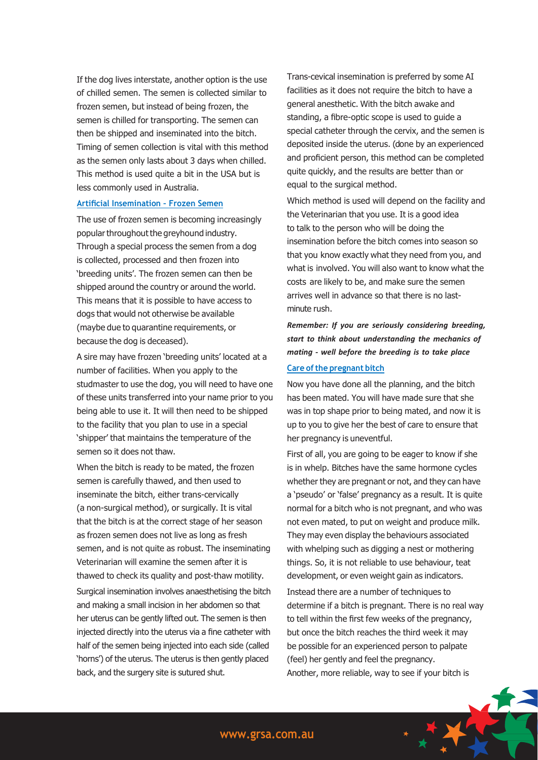If the dog lives interstate, another option is the use of chilled semen. The semen is collected similar to frozen semen, but instead of being frozen, the semen is chilled for transporting. The semen can then be shipped and inseminated into the bitch. Timing of semen collection is vital with this method as the semen only lasts about 3 days when chilled. This method is used quite a bit in the USA but is less commonly used in Australia.

### Artificial Insemination - Frozen Semen

The use of frozen semen is becoming increasingly popular throughout the greyhound industry. Through a special process the semen from a dog is collected, processed and then frozen into 'breeding units'. The frozen semen can then be shipped around the country or around the world. This means that it is possible to have access to dogs that would not otherwise be available (maybe due to quarantine requirements, or because the dog is deceased).

A sire may have frozen 'breeding units' located at a number of facilities. When you apply to the studmaster to use the dog, you will need to have one of these units transferred into your name prior to you being able to use it. It will then need to be shipped to the facility that you plan to use in a special 'shipper' that maintains the temperature of the semen so it does not thaw.

When the bitch is ready to be mated, the frozen semen is carefully thawed, and then used to inseminate the bitch, either trans-cervically (a non-surgical method), or surgically. It is vital that the bitch is at the correct stage of her season as frozen semen does not live as long as fresh semen, and is not quite as robust. The inseminating Veterinarian will examine the semen after it is thawed to check its quality and post-thaw motility.

Surgical insemination involves anaesthetising the bitch and making a small incision in her abdomen so that her uterus can be gently lifted out. The semen is then injected directly into the uterus via a fine catheter with half of the semen being injected into each side (called 'horns') of the uterus. The uterus is then gently placed back, and the surgery site is sutured shut.

Trans-cevical insemination is preferred by some AI facilities as it does not require the bitch to have a general anesthetic. With the bitch awake and standing, a fibre-optic scope is used to guide a special catheter through the cervix, and the semen is deposited inside the uterus. (done by an experienced and proficient person, this method can be completed quite quickly, and the results are better than or equal to the surgical method.

Which method is used will depend on the facility and the Veterinarian that you use. It is a good idea to talk to the person who will be doing the insemination before the bitch comes into season so that you know exactly what they need from you, and what is involved. You will also want to know what the costs are likely to be, and make sure the semen arrives well in advance so that there is no last-minute rush.

***Remember: If you are seriously considering breeding, start to think about understanding the mechanics of mating - well before the breeding is to take place***

### Care of the pregnant bitch

Now you have done all the planning, and the bitch has been mated. You will have made sure that she was in top shape prior to being mated, and now it is up to you to give her the best of care to ensure that her pregnancy is uneventful.

First of all, you are going to be eager to know if she is in whelp. Bitches have the same hormone cycles whether they are pregnant or not, and they can have a 'pseudo' or 'false' pregnancy as a result. It is quite normal for a bitch who is not pregnant, and who was not even mated, to put on weight and produce milk. They may even display the behaviours associated with whelping such as digging a nest or mothering things. So, it is not reliable to use behaviour, teat development, or even weight gain as indicators.

Instead there are a number of techniques to determine if a bitch is pregnant. There is no real way to tell within the first few weeks of the pregnancy, but once the bitch reaches the third week it may be possible for an experienced person to palpate (feel) her gently and feel the pregnancy.
Another, more reliable, way to see if your bitch is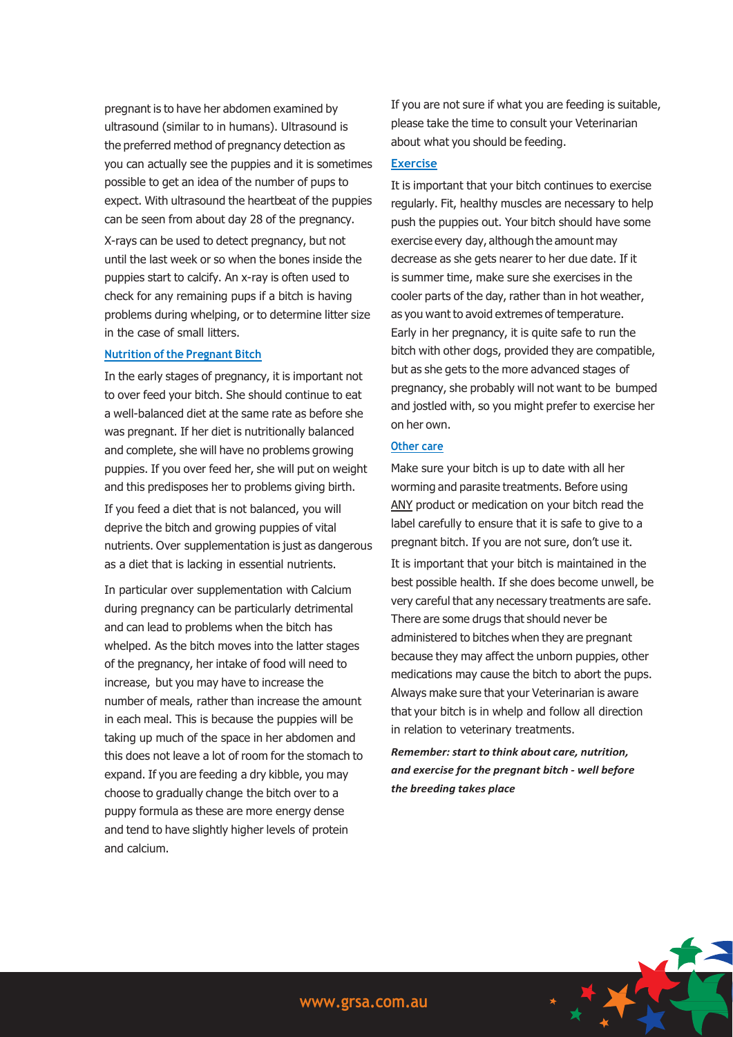pregnant is to have her abdomen examined by ultrasound (similar to in humans). Ultrasound is the preferred method of pregnancy detection as you can actually see the puppies and it is sometimes possible to get an idea of the number of pups to expect. With ultrasound the heartbeat of the puppies can be seen from about day 28 of the pregnancy.

X-rays can be used to detect pregnancy, but not until the last week or so when the bones inside the puppies start to calcify. An x-ray is often used to check for any remaining pups if a bitch is having problems during whelping, or to determine litter size in the case of small litters.

### Nutrition of the Pregnant Bitch

In the early stages of pregnancy, it is important not to over feed your bitch. She should continue to eat a well-balanced diet at the same rate as before she was pregnant. If her diet is nutritionally balanced and complete, she will have no problems growing puppies. If you over feed her, she will put on weight and this predisposes her to problems giving birth.

If you feed a diet that is not balanced, you will deprive the bitch and growing puppies of vital nutrients. Over supplementation is just as dangerous as a diet that is lacking in essential nutrients.

In particular over supplementation with Calcium during pregnancy can be particularly detrimental and can lead to problems when the bitch has whelped. As the bitch moves into the latter stages of the pregnancy, her intake of food will need to increase, but you may have to increase the number of meals, rather than increase the amount in each meal. This is because the puppies will be taking up much of the space in her abdomen and this does not leave a lot of room for the stomach to expand. If you are feeding a dry kibble, you may choose to gradually change the bitch over to a puppy formula as these are more energy dense and tend to have slightly higher levels of protein and calcium.

If you are not sure if what you are feeding is suitable, please take the time to consult your Veterinarian about what you should be feeding.

### Exercise

It is important that your bitch continues to exercise regularly. Fit, healthy muscles are necessary to help push the puppies out. Your bitch should have some exercise every day, although the amount may decrease as she gets nearer to her due date. If it is summer time, make sure she exercises in the cooler parts of the day, rather than in hot weather, as you want to avoid extremes of temperature. Early in her pregnancy, it is quite safe to run the bitch with other dogs, provided they are compatible, but as she gets to the more advanced stages of pregnancy, she probably will not want to be bumped and jostled with, so you might prefer to exercise her on her own.

### Other care

Make sure your bitch is up to date with all her worming and parasite treatments. Before using ANY product or medication on your bitch read the label carefully to ensure that it is safe to give to a pregnant bitch. If you are not sure, don't use it.

It is important that your bitch is maintained in the best possible health. If she does become unwell, be very careful that any necessary treatments are safe. There are some drugs that should never be administered to bitches when they are pregnant because they may affect the unborn puppies, other medications may cause the bitch to abort the pups. Always make sure that your Veterinarian is aware that your bitch is in whelp and follow all direction in relation to veterinary treatments.

***Remember: start to think about care, nutrition, and exercise for the pregnant bitch - well before the breeding takes place***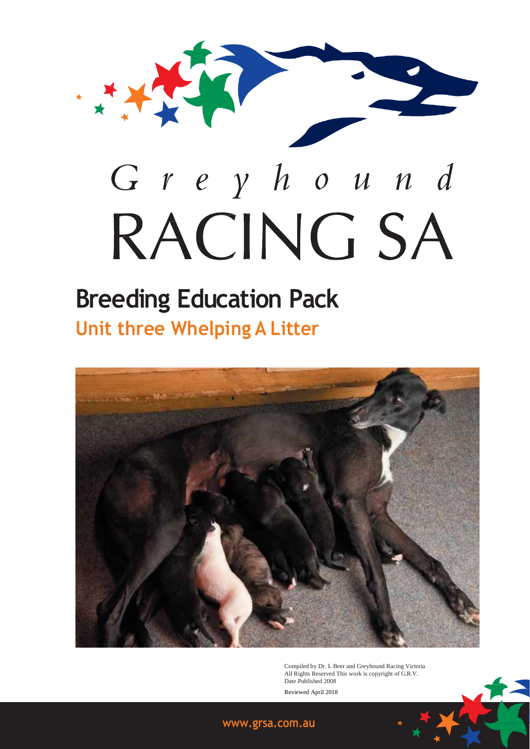# Greyhound RACING SA

## Breeding Education Pack

### Unit three Whelping A Litter

Compiled by Dr. L Beer and Greyhound Racing Victoria
All Rights Reserved This work is copyright of G.R.V.
Date Published 2008

Reviewed April 2018

www.grsa.com.au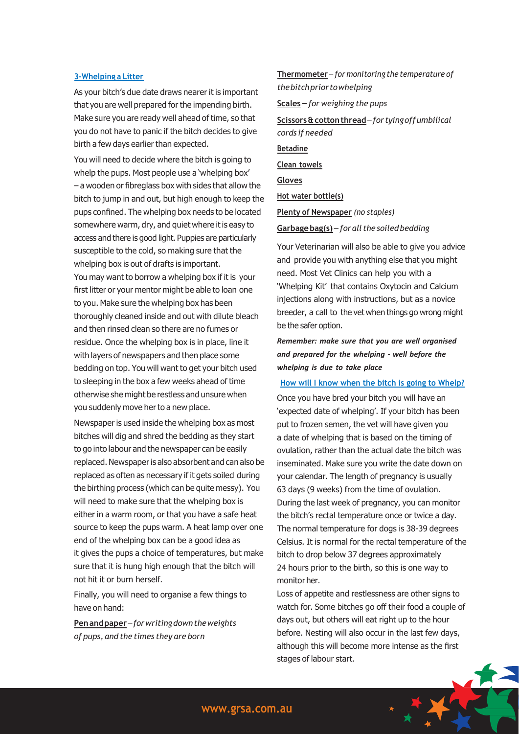## 3-Whelping a Litter

As your bitch's due date draws nearer it is important that you are well prepared for the impending birth. Make sure you are ready well ahead of time, so that you do not have to panic if the bitch decides to give birth a few days earlier than expected.

You will need to decide where the bitch is going to whelp the pups. Most people use a 'whelping box' – a wooden or fibreglass box with sides that allow the bitch to jump in and out, but high enough to keep the pups confined. The whelping box needs to be located somewhere warm, dry, and quiet where it is easy to access and there is good light. Puppies are particularly susceptible to the cold, so making sure that the whelping box is out of drafts is important.
You may want to borrow a whelping box if it is your first litter or your mentor might be able to loan one to you. Make sure the whelping box has been thoroughly cleaned inside and out with dilute bleach and then rinsed clean so there are no fumes or residue. Once the whelping box is in place, line it with layers of newspapers and then place some bedding on top. You will want to get your bitch used to sleeping in the box a few weeks ahead of time otherwise she might be restless and unsure when you suddenly move her to a new place.

Newspaper is used inside the whelping box as most bitches will dig and shred the bedding as they start to go into labour and the newspaper can be easily replaced. Newspaper is also absorbent and can also be replaced as often as necessary if it gets soiled during the birthing process (which can be quite messy). You will need to make sure that the whelping box is either in a warm room, or that you have a safe heat source to keep the pups warm. A heat lamp over one end of the whelping box can be a good idea as it gives the pups a choice of temperatures, but make sure that it is hung high enough that the bitch will not hit it or burn herself.

Finally, you will need to organise a few things to have on hand:

**Pen and paper** – *for writing down the weights of pups, and the times they are born*

**Thermometer** – *for monitoring the temperature of the bitch prior to whelping*

**Scales** – *for weighing the pups*

**Scissors & cotton thread** – *for tying off umbilical cords if needed*

**Betadine**

**Clean towels**

**Gloves**

**Hot water bottle(s)**

**Plenty of Newspaper** *(no staples)*

**Garbage bag(s)** – *for all the soiled bedding*

Your Veterinarian will also be able to give you advice and provide you with anything else that you might need. Most Vet Clinics can help you with a 'Whelping Kit' that contains Oxytocin and Calcium injections along with instructions, but as a novice breeder, a call to the vet when things go wrong might be the safer option.

***Remember: make sure that you are well organised and prepared for the whelping - well before the whelping is due to take place***

### How will I know when the bitch is going to Whelp?

Once you have bred your bitch you will have an 'expected date of whelping'. If your bitch has been put to frozen semen, the vet will have given you a date of whelping that is based on the timing of ovulation, rather than the actual date the bitch was inseminated. Make sure you write the date down on your calendar. The length of pregnancy is usually 63 days (9 weeks) from the time of ovulation. During the last week of pregnancy, you can monitor the bitch's rectal temperature once or twice a day. The normal temperature for dogs is 38-39 degrees Celsius. It is normal for the rectal temperature of the bitch to drop below 37 degrees approximately 24 hours prior to the birth, so this is one way to monitor her.

Loss of appetite and restlessness are other signs to watch for. Some bitches go off their food a couple of days out, but others will eat right up to the hour before. Nesting will also occur in the last few days, although this will become more intense as the first stages of labour start.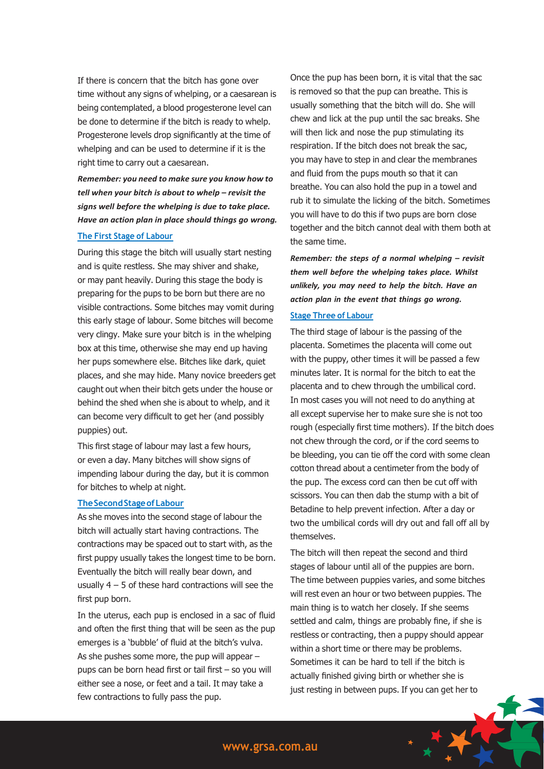If there is concern that the bitch has gone over time without any signs of whelping, or a caesarean is being contemplated, a blood progesterone level can be done to determine if the bitch is ready to whelp. Progesterone levels drop significantly at the time of whelping and can be used to determine if it is the right time to carry out a caesarean.

***Remember: you need to make sure you know how to tell when your bitch is about to whelp – revisit the signs well before the whelping is due to take place. Have an action plan in place should things go wrong.***

## The First Stage of Labour

During this stage the bitch will usually start nesting and is quite restless. She may shiver and shake, or may pant heavily. During this stage the body is preparing for the pups to be born but there are no visible contractions. Some bitches may vomit during this early stage of labour. Some bitches will become very clingy. Make sure your bitch is in the whelping box at this time, otherwise she may end up having her pups somewhere else. Bitches like dark, quiet places, and she may hide. Many novice breeders get caught out when their bitch gets under the house or behind the shed when she is about to whelp, and it can become very difficult to get her (and possibly puppies) out.

This first stage of labour may last a few hours, or even a day. Many bitches will show signs of impending labour during the day, but it is common for bitches to whelp at night.

## The Second Stage of Labour

As she moves into the second stage of labour the bitch will actually start having contractions. The contractions may be spaced out to start with, as the first puppy usually takes the longest time to be born. Eventually the bitch will really bear down, and usually 4 – 5 of these hard contractions will see the first pup born.

In the uterus, each pup is enclosed in a sac of fluid and often the first thing that will be seen as the pup emerges is a 'bubble' of fluid at the bitch's vulva. As she pushes some more, the pup will appear – pups can be born head first or tail first – so you will either see a nose, or feet and a tail. It may take a few contractions to fully pass the pup.

Once the pup has been born, it is vital that the sac is removed so that the pup can breathe. This is usually something that the bitch will do. She will chew and lick at the pup until the sac breaks. She will then lick and nose the pup stimulating its respiration. If the bitch does not break the sac, you may have to step in and clear the membranes and fluid from the pups mouth so that it can breathe. You can also hold the pup in a towel and rub it to simulate the licking of the bitch. Sometimes you will have to do this if two pups are born close together and the bitch cannot deal with them both at the same time.

***Remember: the steps of a normal whelping – revisit them well before the whelping takes place. Whilst unlikely, you may need to help the bitch. Have an action plan in the event that things go wrong.***

## Stage Three of Labour

The third stage of labour is the passing of the placenta. Sometimes the placenta will come out with the puppy, other times it will be passed a few minutes later. It is normal for the bitch to eat the placenta and to chew through the umbilical cord. In most cases you will not need to do anything at all except supervise her to make sure she is not too rough (especially first time mothers). If the bitch does not chew through the cord, or if the cord seems to be bleeding, you can tie off the cord with some clean cotton thread about a centimeter from the body of the pup. The excess cord can then be cut off with scissors. You can then dab the stump with a bit of Betadine to help prevent infection. After a day or two the umbilical cords will dry out and fall off all by themselves.

The bitch will then repeat the second and third stages of labour until all of the puppies are born. The time between puppies varies, and some bitches will rest even an hour or two between puppies. The main thing is to watch her closely. If she seems settled and calm, things are probably fine, if she is restless or contracting, then a puppy should appear within a short time or there may be problems. Sometimes it can be hard to tell if the bitch is actually finished giving birth or whether she is just resting in between pups. If you can get her to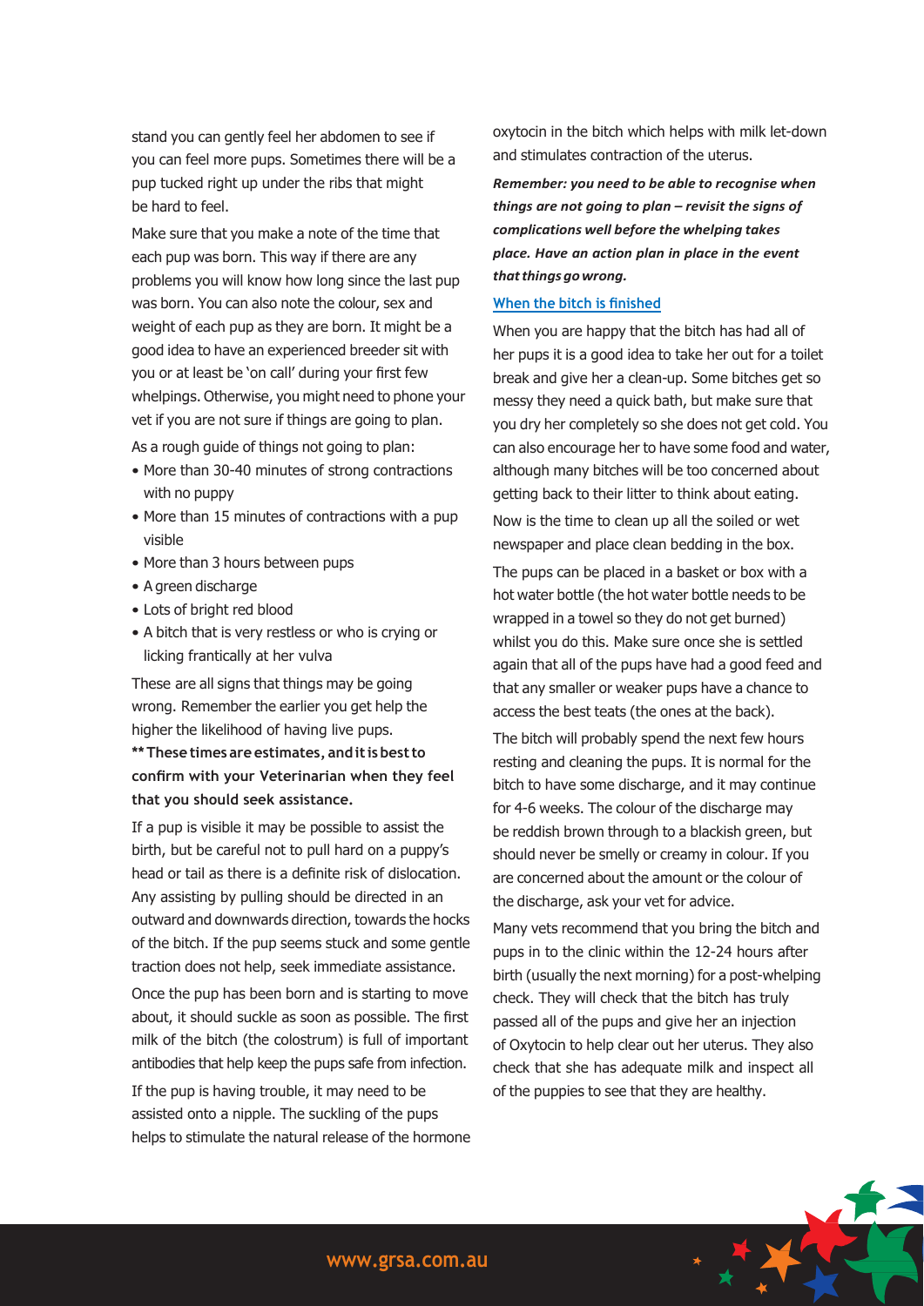stand you can gently feel her abdomen to see if you can feel more pups. Sometimes there will be a pup tucked right up under the ribs that might be hard to feel.

Make sure that you make a note of the time that each pup was born. This way if there are any problems you will know how long since the last pup was born. You can also note the colour, sex and weight of each pup as they are born. It might be a good idea to have an experienced breeder sit with you or at least be 'on call' during your first few whelpings. Otherwise, you might need to phone your vet if you are not sure if things are going to plan.

As a rough guide of things not going to plan:

- More than 30-40 minutes of strong contractions with no puppy
- More than 15 minutes of contractions with a pup visible
- More than 3 hours between pups
- A green discharge
- Lots of bright red blood
- A bitch that is very restless or who is crying or licking frantically at her vulva

These are all signs that things may be going wrong. Remember the earlier you get help the higher the likelihood of having live pups.

**** These times are estimates, and it is best to confirm with your Veterinarian when they feel that you should seek assistance.**

If a pup is visible it may be possible to assist the birth, but be careful not to pull hard on a puppy's head or tail as there is a definite risk of dislocation. Any assisting by pulling should be directed in an outward and downwards direction, towards the hocks of the bitch. If the pup seems stuck and some gentle traction does not help, seek immediate assistance.

Once the pup has been born and is starting to move about, it should suckle as soon as possible. The first milk of the bitch (the colostrum) is full of important antibodies that help keep the pups safe from infection.

If the pup is having trouble, it may need to be assisted onto a nipple. The suckling of the pups helps to stimulate the natural release of the hormone oxytocin in the bitch which helps with milk let-down and stimulates contraction of the uterus.

***Remember: you need to be able to recognise when things are not going to plan – revisit the signs of complications well before the whelping takes place. Have an action plan in place in the event that things go wrong.***

### When the bitch is finished

When you are happy that the bitch has had all of her pups it is a good idea to take her out for a toilet break and give her a clean-up. Some bitches get so messy they need a quick bath, but make sure that you dry her completely so she does not get cold. You can also encourage her to have some food and water, although many bitches will be too concerned about getting back to their litter to think about eating.

Now is the time to clean up all the soiled or wet newspaper and place clean bedding in the box.

The pups can be placed in a basket or box with a hot water bottle (the hot water bottle needs to be wrapped in a towel so they do not get burned) whilst you do this. Make sure once she is settled again that all of the pups have had a good feed and that any smaller or weaker pups have a chance to access the best teats (the ones at the back).

The bitch will probably spend the next few hours resting and cleaning the pups. It is normal for the bitch to have some discharge, and it may continue for 4-6 weeks. The colour of the discharge may be reddish brown through to a blackish green, but should never be smelly or creamy in colour. If you are concerned about the amount or the colour of the discharge, ask your vet for advice.

Many vets recommend that you bring the bitch and pups in to the clinic within the 12-24 hours after birth (usually the next morning) for a post-whelping check. They will check that the bitch has truly passed all of the pups and give her an injection of Oxytocin to help clear out her uterus. They also check that she has adequate milk and inspect all of the puppies to see that they are healthy.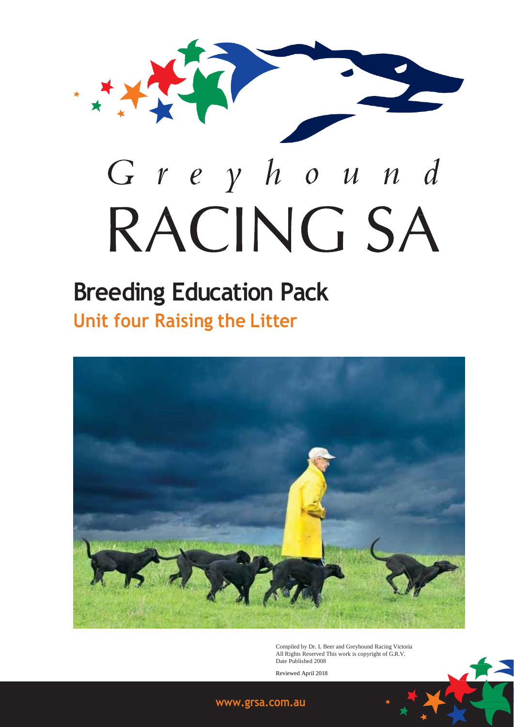# Greyhound RACING SA

## Breeding Education Pack

### Unit four Raising the Litter

Compiled by Dr. L Beer and Greyhound Racing Victoria
All Rights Reserved This work is copyright of G.R.V.
Date Published 2008

Reviewed April 2018

www.grsa.com.au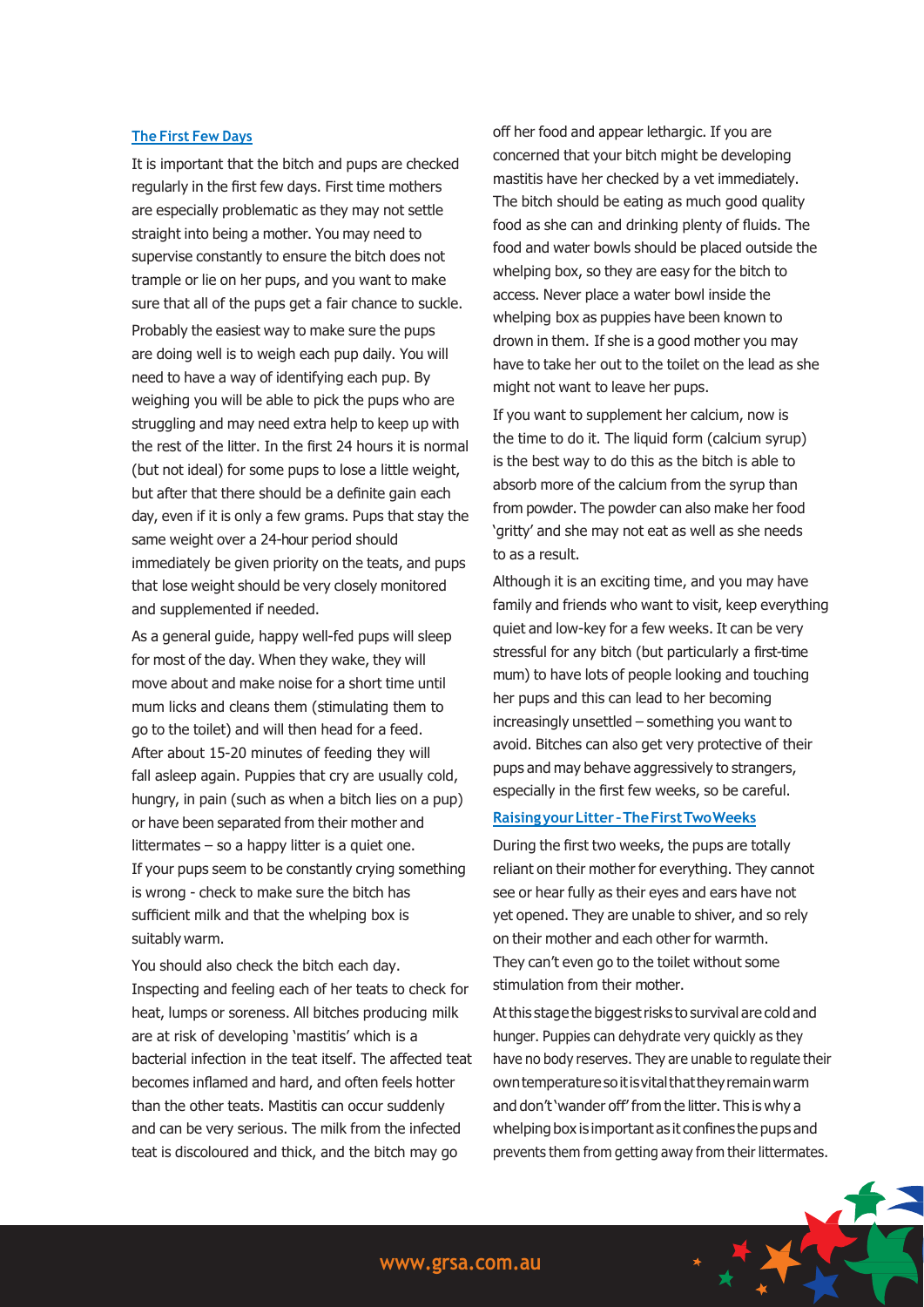## The First Few Days

It is important that the bitch and pups are checked regularly in the first few days. First time mothers are especially problematic as they may not settle straight into being a mother. You may need to supervise constantly to ensure the bitch does not trample or lie on her pups, and you want to make sure that all of the pups get a fair chance to suckle.

Probably the easiest way to make sure the pups are doing well is to weigh each pup daily. You will need to have a way of identifying each pup. By weighing you will be able to pick the pups who are struggling and may need extra help to keep up with the rest of the litter. In the first 24 hours it is normal (but not ideal) for some pups to lose a little weight, but after that there should be a definite gain each day, even if it is only a few grams. Pups that stay the same weight over a 24-hour period should immediately be given priority on the teats, and pups that lose weight should be very closely monitored and supplemented if needed.

As a general guide, happy well-fed pups will sleep for most of the day. When they wake, they will move about and make noise for a short time until mum licks and cleans them (stimulating them to go to the toilet) and will then head for a feed. After about 15-20 minutes of feeding they will fall asleep again. Puppies that cry are usually cold, hungry, in pain (such as when a bitch lies on a pup) or have been separated from their mother and littermates – so a happy litter is a quiet one. If your pups seem to be constantly crying something is wrong - check to make sure the bitch has sufficient milk and that the whelping box is suitably warm.

You should also check the bitch each day. Inspecting and feeling each of her teats to check for heat, lumps or soreness. All bitches producing milk are at risk of developing 'mastitis' which is a bacterial infection in the teat itself. The affected teat becomes inflamed and hard, and often feels hotter than the other teats. Mastitis can occur suddenly and can be very serious. The milk from the infected teat is discoloured and thick, and the bitch may go off her food and appear lethargic. If you are concerned that your bitch might be developing mastitis have her checked by a vet immediately. The bitch should be eating as much good quality food as she can and drinking plenty of fluids. The food and water bowls should be placed outside the whelping box, so they are easy for the bitch to access. Never place a water bowl inside the whelping box as puppies have been known to drown in them. If she is a good mother you may have to take her out to the toilet on the lead as she might not want to leave her pups.

If you want to supplement her calcium, now is the time to do it. The liquid form (calcium syrup) is the best way to do this as the bitch is able to absorb more of the calcium from the syrup than from powder. The powder can also make her food 'gritty' and she may not eat as well as she needs to as a result.

Although it is an exciting time, and you may have family and friends who want to visit, keep everything quiet and low-key for a few weeks. It can be very stressful for any bitch (but particularly a first-time mum) to have lots of people looking and touching her pups and this can lead to her becoming increasingly unsettled – something you want to avoid. Bitches can also get very protective of their pups and may behave aggressively to strangers, especially in the first few weeks, so be careful.

## Raising your Litter - The First Two Weeks

During the first two weeks, the pups are totally reliant on their mother for everything. They cannot see or hear fully as their eyes and ears have not yet opened. They are unable to shiver, and so rely on their mother and each other for warmth. They can't even go to the toilet without some stimulation from their mother.

At this stage the biggest risks to survival are cold and hunger. Puppies can dehydrate very quickly as they have no body reserves. They are unable to regulate their own temperature so it is vital that they remain warm and don't 'wander off' from the litter. This is why a whelping box is important as it confines the pups and prevents them from getting away from their littermates.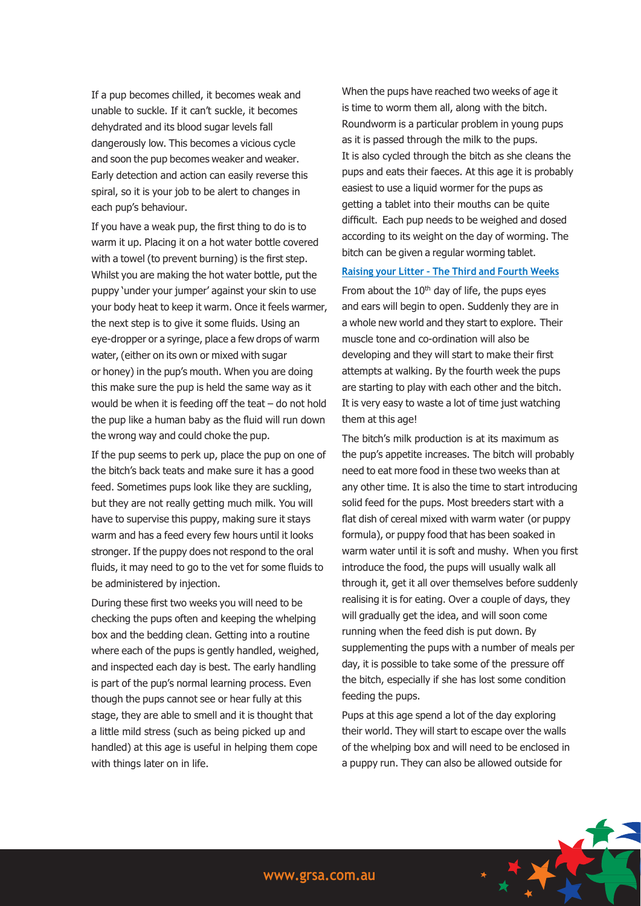If a pup becomes chilled, it becomes weak and unable to suckle. If it can't suckle, it becomes dehydrated and its blood sugar levels fall dangerously low. This becomes a vicious cycle and soon the pup becomes weaker and weaker. Early detection and action can easily reverse this spiral, so it is your job to be alert to changes in each pup's behaviour.

If you have a weak pup, the first thing to do is to warm it up. Placing it on a hot water bottle covered with a towel (to prevent burning) is the first step. Whilst you are making the hot water bottle, put the puppy 'under your jumper' against your skin to use your body heat to keep it warm. Once it feels warmer, the next step is to give it some fluids. Using an eye-dropper or a syringe, place a few drops of warm water, (either on its own or mixed with sugar or honey) in the pup's mouth. When you are doing this make sure the pup is held the same way as it would be when it is feeding off the teat – do not hold the pup like a human baby as the fluid will run down the wrong way and could choke the pup.

If the pup seems to perk up, place the pup on one of the bitch's back teats and make sure it has a good feed. Sometimes pups look like they are suckling, but they are not really getting much milk. You will have to supervise this puppy, making sure it stays warm and has a feed every few hours until it looks stronger. If the puppy does not respond to the oral fluids, it may need to go to the vet for some fluids to be administered by injection.

During these first two weeks you will need to be checking the pups often and keeping the whelping box and the bedding clean. Getting into a routine where each of the pups is gently handled, weighed, and inspected each day is best. The early handling is part of the pup's normal learning process. Even though the pups cannot see or hear fully at this stage, they are able to smell and it is thought that a little mild stress (such as being picked up and handled) at this age is useful in helping them cope with things later on in life.

When the pups have reached two weeks of age it is time to worm them all, along with the bitch. Roundworm is a particular problem in young pups as it is passed through the milk to the pups. It is also cycled through the bitch as she cleans the pups and eats their faeces. At this age it is probably easiest to use a liquid wormer for the pups as getting a tablet into their mouths can be quite difficult. Each pup needs to be weighed and dosed according to its weight on the day of worming. The bitch can be given a regular worming tablet.

## Raising your Litter - The Third and Fourth Weeks

From about the 10th day of life, the pups eyes and ears will begin to open. Suddenly they are in a whole new world and they start to explore. Their muscle tone and co-ordination will also be developing and they will start to make their first attempts at walking. By the fourth week the pups are starting to play with each other and the bitch. It is very easy to waste a lot of time just watching them at this age!

The bitch's milk production is at its maximum as the pup's appetite increases. The bitch will probably need to eat more food in these two weeks than at any other time. It is also the time to start introducing solid feed for the pups. Most breeders start with a flat dish of cereal mixed with warm water (or puppy formula), or puppy food that has been soaked in warm water until it is soft and mushy. When you first introduce the food, the pups will usually walk all through it, get it all over themselves before suddenly realising it is for eating. Over a couple of days, they will gradually get the idea, and will soon come running when the feed dish is put down. By supplementing the pups with a number of meals per day, it is possible to take some of the pressure off the bitch, especially if she has lost some condition feeding the pups.

Pups at this age spend a lot of the day exploring their world. They will start to escape over the walls of the whelping box and will need to be enclosed in a puppy run. They can also be allowed outside for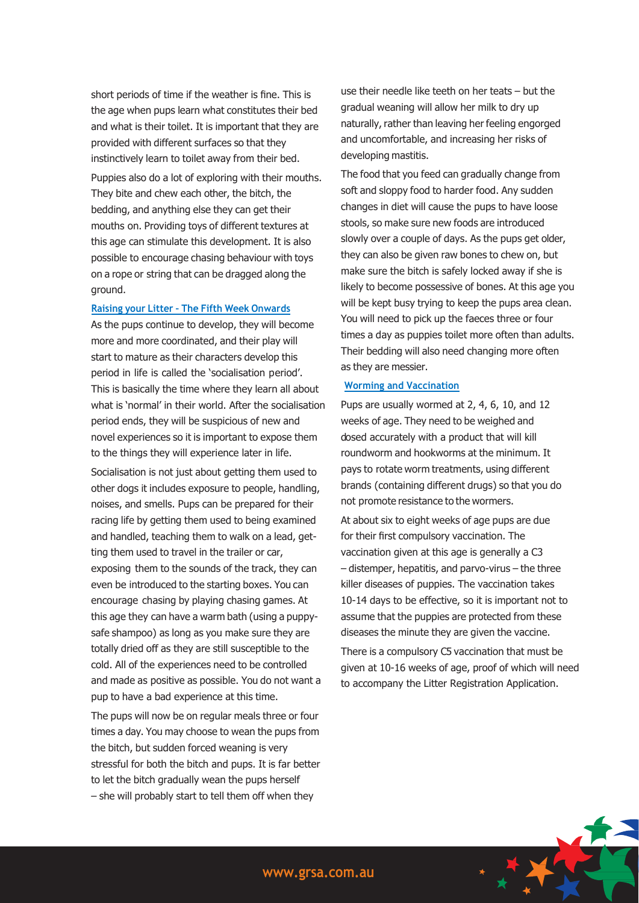short periods of time if the weather is fine. This is the age when pups learn what constitutes their bed and what is their toilet. It is important that they are provided with different surfaces so that they instinctively learn to toilet away from their bed.

Puppies also do a lot of exploring with their mouths. They bite and chew each other, the bitch, the bedding, and anything else they can get their mouths on. Providing toys of different textures at this age can stimulate this development. It is also possible to encourage chasing behaviour with toys on a rope or string that can be dragged along the ground.

### Raising your Litter - The Fifth Week Onwards

As the pups continue to develop, they will become more and more coordinated, and their play will start to mature as their characters develop this period in life is called the 'socialisation period'. This is basically the time where they learn all about what is 'normal' in their world. After the socialisation period ends, they will be suspicious of new and novel experiences so it is important to expose them to the things they will experience later in life.

Socialisation is not just about getting them used to other dogs it includes exposure to people, handling, noises, and smells. Pups can be prepared for their racing life by getting them used to being examined and handled, teaching them to walk on a lead, getting them used to travel in the trailer or car, exposing them to the sounds of the track, they can even be introduced to the starting boxes. You can encourage chasing by playing chasing games. At this age they can have a warm bath (using a puppy-safe shampoo) as long as you make sure they are totally dried off as they are still susceptible to the cold. All of the experiences need to be controlled and made as positive as possible. You do not want a pup to have a bad experience at this time.

The pups will now be on regular meals three or four times a day. You may choose to wean the pups from the bitch, but sudden forced weaning is very stressful for both the bitch and pups. It is far better to let the bitch gradually wean the pups herself – she will probably start to tell them off when they use their needle like teeth on her teats – but the gradual weaning will allow her milk to dry up naturally, rather than leaving her feeling engorged and uncomfortable, and increasing her risks of developing mastitis.

The food that you feed can gradually change from soft and sloppy food to harder food. Any sudden changes in diet will cause the pups to have loose stools, so make sure new foods are introduced slowly over a couple of days. As the pups get older, they can also be given raw bones to chew on, but make sure the bitch is safely locked away if she is likely to become possessive of bones. At this age you will be kept busy trying to keep the pups area clean. You will need to pick up the faeces three or four times a day as puppies toilet more often than adults. Their bedding will also need changing more often as they are messier.

### Worming and Vaccination

Pups are usually wormed at 2, 4, 6, 10, and 12 weeks of age. They need to be weighed and dosed accurately with a product that will kill roundworm and hookworms at the minimum. It pays to rotate worm treatments, using different brands (containing different drugs) so that you do not promote resistance to the wormers.

At about six to eight weeks of age pups are due for their first compulsory vaccination. The vaccination given at this age is generally a C3 – distemper, hepatitis, and parvo-virus – the three killer diseases of puppies. The vaccination takes 10-14 days to be effective, so it is important not to assume that the puppies are protected from these diseases the minute they are given the vaccine.

There is a compulsory C5 vaccination that must be given at 10-16 weeks of age, proof of which will need to accompany the Litter Registration Application.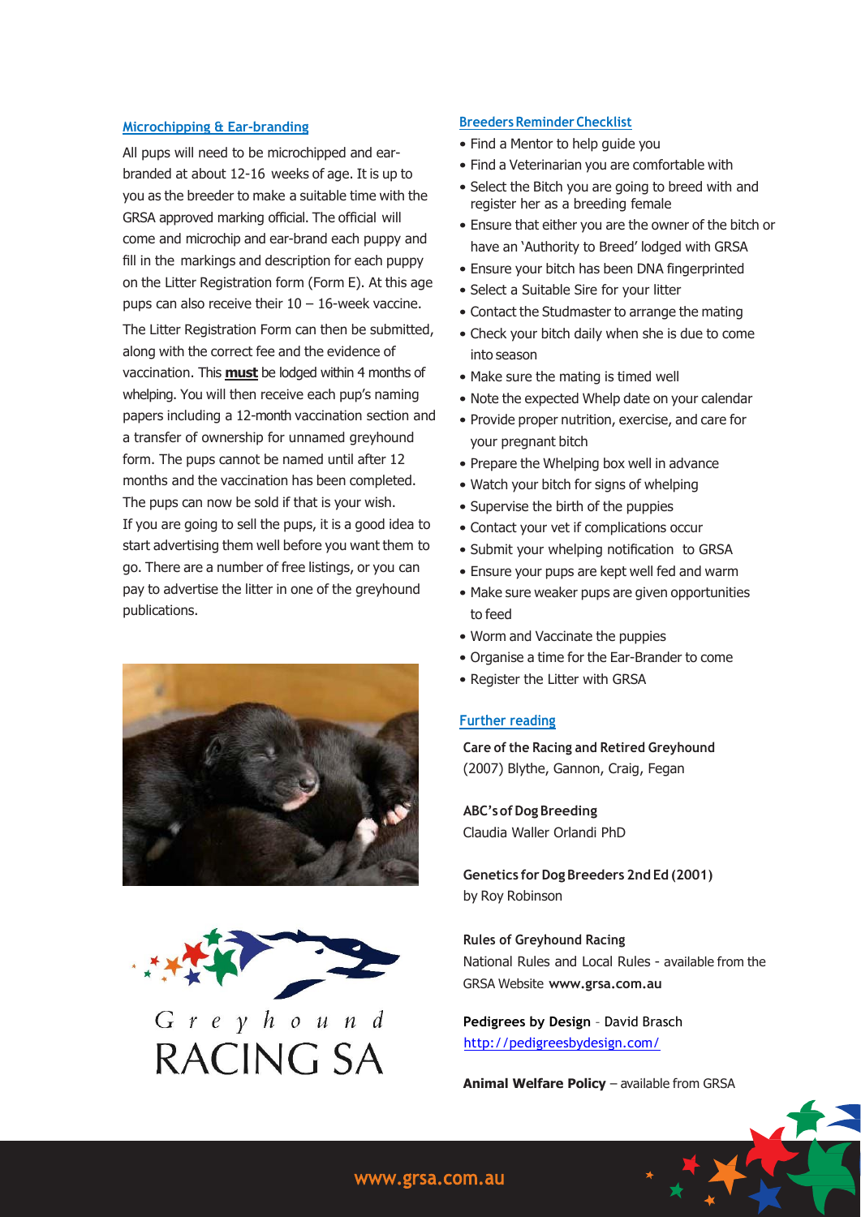## Microchipping & Ear-branding

All pups will need to be microchipped and ear-branded at about 12-16 weeks of age. It is up to you as the breeder to make a suitable time with the GRSA approved marking official. The official will come and microchip and ear-brand each puppy and fill in the markings and description for each puppy on the Litter Registration form (Form E). At this age pups can also receive their 10 – 16-week vaccine.

The Litter Registration Form can then be submitted, along with the correct fee and the evidence of vaccination. This **must** be lodged within 4 months of whelping. You will then receive each pup's naming papers including a 12-month vaccination section and a transfer of ownership for unnamed greyhound form. The pups cannot be named until after 12 months and the vaccination has been completed. The pups can now be sold if that is your wish.

If you are going to sell the pups, it is a good idea to start advertising them well before you want them to go. There are a number of free listings, or you can pay to advertise the litter in one of the greyhound publications.

Greyhound RACING SA

## Breeders Reminder Checklist

- Find a Mentor to help guide you
- Find a Veterinarian you are comfortable with
- Select the Bitch you are going to breed with and register her as a breeding female
- Ensure that either you are the owner of the bitch or have an 'Authority to Breed' lodged with GRSA
- Ensure your bitch has been DNA fingerprinted
- Select a Suitable Sire for your litter
- Contact the Studmaster to arrange the mating
- Check your bitch daily when she is due to come into season
- Make sure the mating is timed well
- Note the expected Whelp date on your calendar
- Provide proper nutrition, exercise, and care for your pregnant bitch
- Prepare the Whelping box well in advance
- Watch your bitch for signs of whelping
- Supervise the birth of the puppies
- Contact your vet if complications occur
- Submit your whelping notification to GRSA
- Ensure your pups are kept well fed and warm
- Make sure weaker pups are given opportunities to feed
- Worm and Vaccinate the puppies
- Organise a time for the Ear-Brander to come
- Register the Litter with GRSA

## Further reading

**Care of the Racing and Retired Greyhound**
(2007) Blythe, Gannon, Craig, Fegan

**ABC's of Dog Breeding**
Claudia Waller Orlandi PhD

**Genetics for Dog Breeders 2nd Ed (2001)**
by Roy Robinson

**Rules of Greyhound Racing**
National Rules and Local Rules - available from the GRSA Website **www.grsa.com.au**

**Pedigrees by Design** - David Brasch
http://pedigreesbydesign.com/

**Animal Welfare Policy** – available from GRSA